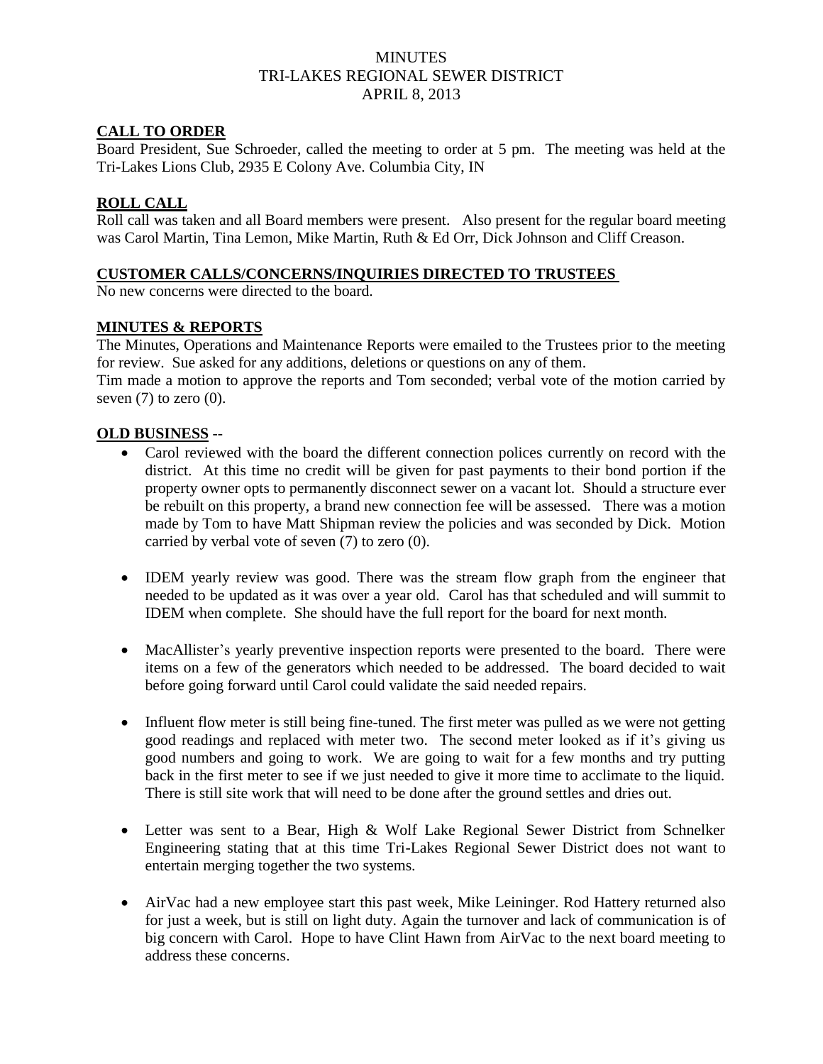# MINUTES
# TRI-LAKES REGIONAL SEWER DISTRICT
# APRIL 8, 2013

## CALL TO ORDER

Board President, Sue Schroeder, called the meeting to order at 5 pm. The meeting was held at the Tri-Lakes Lions Club, 2935 E Colony Ave. Columbia City, IN

## ROLL CALL

Roll call was taken and all Board members were present. Also present for the regular board meeting was Carol Martin, Tina Lemon, Mike Martin, Ruth & Ed Orr, Dick Johnson and Cliff Creason.

## CUSTOMER CALLS/CONCERNS/INQUIRIES DIRECTED TO TRUSTEES

No new concerns were directed to the board.

## MINUTES & REPORTS

The Minutes, Operations and Maintenance Reports were emailed to the Trustees prior to the meeting for review. Sue asked for any additions, deletions or questions on any of them.

Tim made a motion to approve the reports and Tom seconded; verbal vote of the motion carried by seven (7) to zero (0).

## OLD BUSINESS --

- Carol reviewed with the board the different connection polices currently on record with the district. At this time no credit will be given for past payments to their bond portion if the property owner opts to permanently disconnect sewer on a vacant lot. Should a structure ever be rebuilt on this property, a brand new connection fee will be assessed. There was a motion made by Tom to have Matt Shipman review the policies and was seconded by Dick. Motion carried by verbal vote of seven (7) to zero (0).

- IDEM yearly review was good. There was the stream flow graph from the engineer that needed to be updated as it was over a year old. Carol has that scheduled and will summit to IDEM when complete. She should have the full report for the board for next month.

- MacAllister's yearly preventive inspection reports were presented to the board. There were items on a few of the generators which needed to be addressed. The board decided to wait before going forward until Carol could validate the said needed repairs.

- Influent flow meter is still being fine-tuned. The first meter was pulled as we were not getting good readings and replaced with meter two. The second meter looked as if it's giving us good numbers and going to work. We are going to wait for a few months and try putting back in the first meter to see if we just needed to give it more time to acclimate to the liquid. There is still site work that will need to be done after the ground settles and dries out.

- Letter was sent to a Bear, High & Wolf Lake Regional Sewer District from Schnelker Engineering stating that at this time Tri-Lakes Regional Sewer District does not want to entertain merging together the two systems.

- AirVac had a new employee start this past week, Mike Leininger. Rod Hattery returned also for just a week, but is still on light duty. Again the turnover and lack of communication is of big concern with Carol. Hope to have Clint Hawn from AirVac to the next board meeting to address these concerns.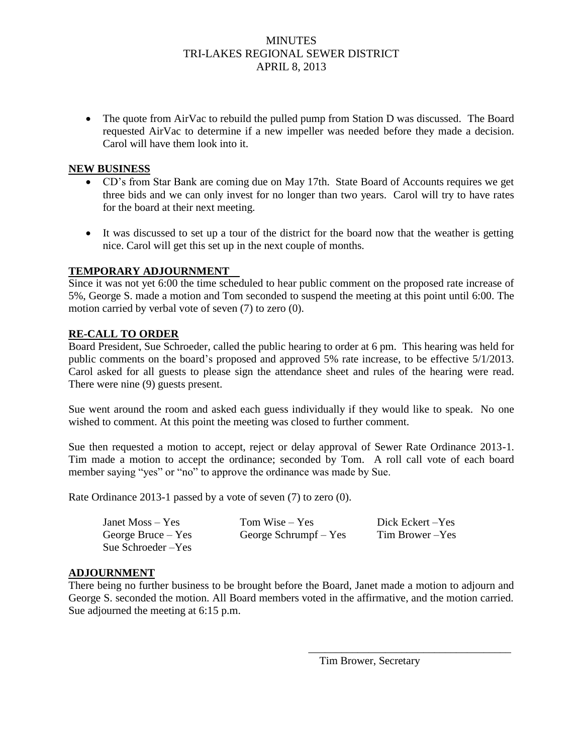# MINUTES
# TRI-LAKES REGIONAL SEWER DISTRICT
# APRIL 8, 2013

- The quote from AirVac to rebuild the pulled pump from Station D was discussed. The Board requested AirVac to determine if a new impeller was needed before they made a decision. Carol will have them look into it.

## NEW BUSINESS

- CD's from Star Bank are coming due on May 17th. State Board of Accounts requires we get three bids and we can only invest for no longer than two years. Carol will try to have rates for the board at their next meeting.

- It was discussed to set up a tour of the district for the board now that the weather is getting nice. Carol will get this set up in the next couple of months.

## TEMPORARY ADJOURNMENT

Since it was not yet 6:00 the time scheduled to hear public comment on the proposed rate increase of 5%, George S. made a motion and Tom seconded to suspend the meeting at this point until 6:00. The motion carried by verbal vote of seven (7) to zero (0).

## RE-CALL TO ORDER

Board President, Sue Schroeder, called the public hearing to order at 6 pm. This hearing was held for public comments on the board's proposed and approved 5% rate increase, to be effective 5/1/2013. Carol asked for all guests to please sign the attendance sheet and rules of the hearing were read. There were nine (9) guests present.

Sue went around the room and asked each guess individually if they would like to speak. No one wished to comment. At this point the meeting was closed to further comment.

Sue then requested a motion to accept, reject or delay approval of Sewer Rate Ordinance 2013-1. Tim made a motion to accept the ordinance; seconded by Tom. A roll call vote of each board member saying "yes" or "no" to approve the ordinance was made by Sue.

Rate Ordinance 2013-1 passed by a vote of seven (7) to zero (0).

| | | |
|---|---|---|
| Janet Moss – Yes | Tom Wise – Yes | Dick Eckert –Yes |
| George Bruce – Yes | George Schrumpf – Yes | Tim Brower –Yes |
| Sue Schroeder –Yes | | |

## ADJOURNMENT

There being no further business to be brought before the Board, Janet made a motion to adjourn and George S. seconded the motion. All Board members voted in the affirmative, and the motion carried. Sue adjourned the meeting at 6:15 p.m.

_____________________________________

Tim Brower, Secretary